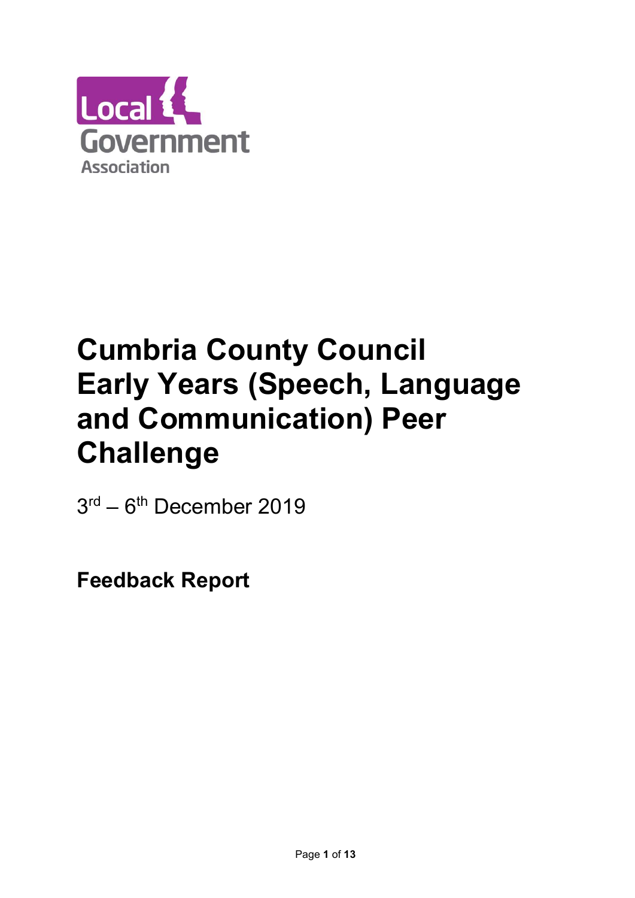Local Government Association

# Cumbria County Council Early Years (Speech, Language and Communication) Peer Challenge

3rd – 6th December 2019

## Feedback Report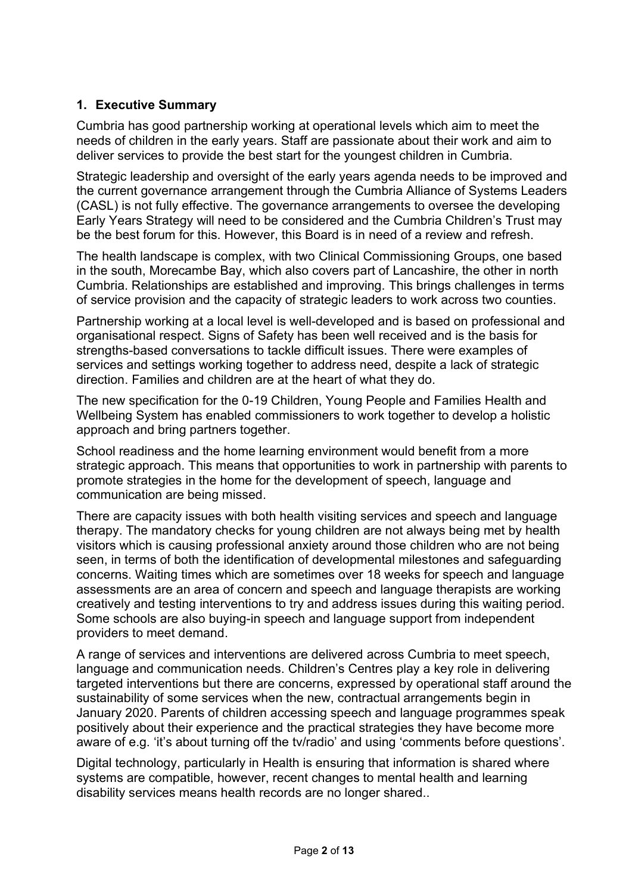## 1. Executive Summary

Cumbria has good partnership working at operational levels which aim to meet the needs of children in the early years. Staff are passionate about their work and aim to deliver services to provide the best start for the youngest children in Cumbria.

Strategic leadership and oversight of the early years agenda needs to be improved and the current governance arrangement through the Cumbria Alliance of Systems Leaders (CASL) is not fully effective. The governance arrangements to oversee the developing Early Years Strategy will need to be considered and the Cumbria Children's Trust may be the best forum for this. However, this Board is in need of a review and refresh.

The health landscape is complex, with two Clinical Commissioning Groups, one based in the south, Morecambe Bay, which also covers part of Lancashire, the other in north Cumbria. Relationships are established and improving. This brings challenges in terms of service provision and the capacity of strategic leaders to work across two counties.

Partnership working at a local level is well-developed and is based on professional and organisational respect. Signs of Safety has been well received and is the basis for strengths-based conversations to tackle difficult issues. There were examples of services and settings working together to address need, despite a lack of strategic direction. Families and children are at the heart of what they do.

The new specification for the 0-19 Children, Young People and Families Health and Wellbeing System has enabled commissioners to work together to develop a holistic approach and bring partners together.

School readiness and the home learning environment would benefit from a more strategic approach. This means that opportunities to work in partnership with parents to promote strategies in the home for the development of speech, language and communication are being missed.

There are capacity issues with both health visiting services and speech and language therapy. The mandatory checks for young children are not always being met by health visitors which is causing professional anxiety around those children who are not being seen, in terms of both the identification of developmental milestones and safeguarding concerns. Waiting times which are sometimes over 18 weeks for speech and language assessments are an area of concern and speech and language therapists are working creatively and testing interventions to try and address issues during this waiting period. Some schools are also buying-in speech and language support from independent providers to meet demand.

A range of services and interventions are delivered across Cumbria to meet speech, language and communication needs. Children's Centres play a key role in delivering targeted interventions but there are concerns, expressed by operational staff around the sustainability of some services when the new, contractual arrangements begin in January 2020. Parents of children accessing speech and language programmes speak positively about their experience and the practical strategies they have become more aware of e.g. 'it's about turning off the tv/radio' and using 'comments before questions'.

Digital technology, particularly in Health is ensuring that information is shared where systems are compatible, however, recent changes to mental health and learning disability services means health records are no longer shared..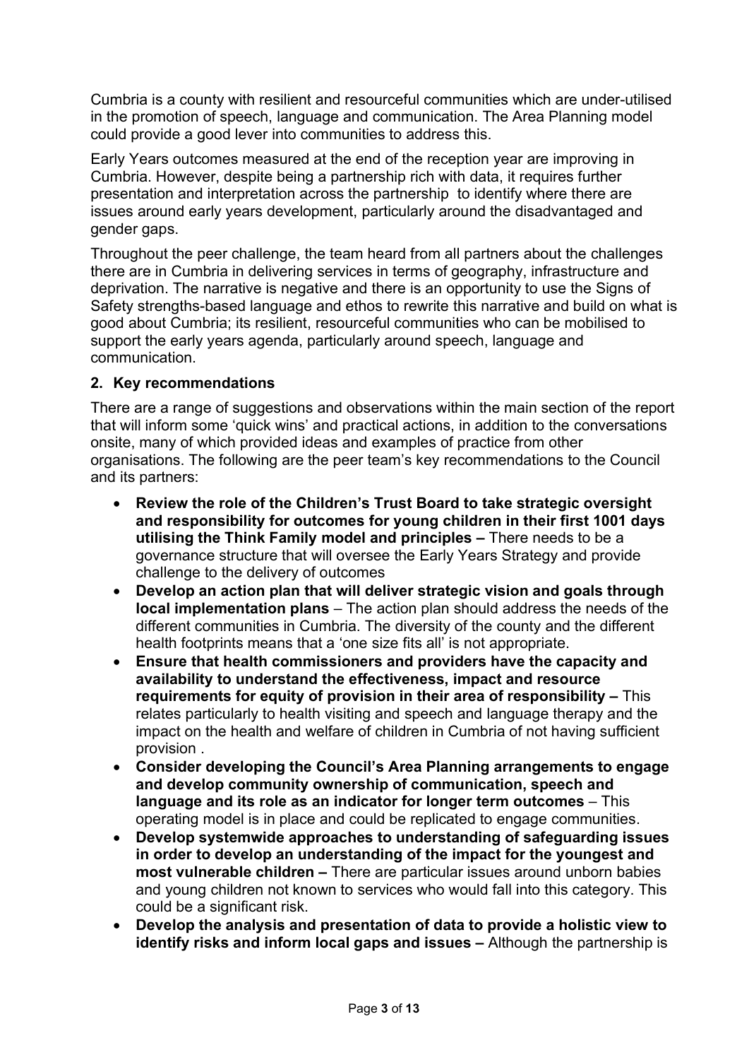Cumbria is a county with resilient and resourceful communities which are under-utilised in the promotion of speech, language and communication. The Area Planning model could provide a good lever into communities to address this.

Early Years outcomes measured at the end of the reception year are improving in Cumbria. However, despite being a partnership rich with data, it requires further presentation and interpretation across the partnership to identify where there are issues around early years development, particularly around the disadvantaged and gender gaps.

Throughout the peer challenge, the team heard from all partners about the challenges there are in Cumbria in delivering services in terms of geography, infrastructure and deprivation. The narrative is negative and there is an opportunity to use the Signs of Safety strengths-based language and ethos to rewrite this narrative and build on what is good about Cumbria; its resilient, resourceful communities who can be mobilised to support the early years agenda, particularly around speech, language and communication.

## 2. Key recommendations

There are a range of suggestions and observations within the main section of the report that will inform some 'quick wins' and practical actions, in addition to the conversations onsite, many of which provided ideas and examples of practice from other organisations. The following are the peer team's key recommendations to the Council and its partners:

- **Review the role of the Children's Trust Board to take strategic oversight and responsibility for outcomes for young children in their first 1001 days utilising the Think Family model and principles –** There needs to be a governance structure that will oversee the Early Years Strategy and provide challenge to the delivery of outcomes
- **Develop an action plan that will deliver strategic vision and goals through local implementation plans** – The action plan should address the needs of the different communities in Cumbria. The diversity of the county and the different health footprints means that a 'one size fits all' is not appropriate.
- **Ensure that health commissioners and providers have the capacity and availability to understand the effectiveness, impact and resource requirements for equity of provision in their area of responsibility –** This relates particularly to health visiting and speech and language therapy and the impact on the health and welfare of children in Cumbria of not having sufficient provision .
- **Consider developing the Council's Area Planning arrangements to engage and develop community ownership of communication, speech and language and its role as an indicator for longer term outcomes** – This operating model is in place and could be replicated to engage communities.
- **Develop systemwide approaches to understanding of safeguarding issues in order to develop an understanding of the impact for the youngest and most vulnerable children –** There are particular issues around unborn babies and young children not known to services who would fall into this category. This could be a significant risk.
- **Develop the analysis and presentation of data to provide a holistic view to identify risks and inform local gaps and issues –** Although the partnership is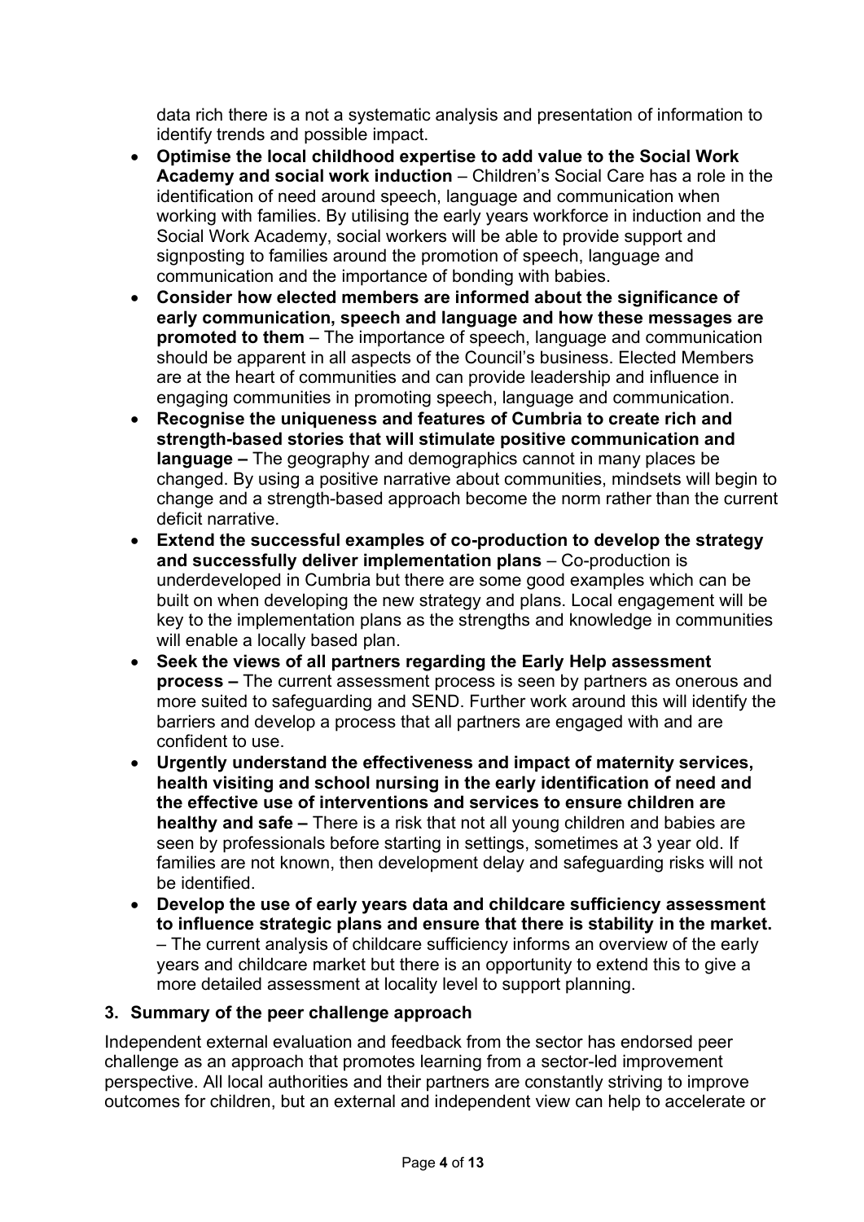data rich there is a not a systematic analysis and presentation of information to identify trends and possible impact.

- **Optimise the local childhood expertise to add value to the Social Work Academy and social work induction** – Children's Social Care has a role in the identification of need around speech, language and communication when working with families. By utilising the early years workforce in induction and the Social Work Academy, social workers will be able to provide support and signposting to families around the promotion of speech, language and communication and the importance of bonding with babies.
- **Consider how elected members are informed about the significance of early communication, speech and language and how these messages are promoted to them** – The importance of speech, language and communication should be apparent in all aspects of the Council's business. Elected Members are at the heart of communities and can provide leadership and influence in engaging communities in promoting speech, language and communication.
- **Recognise the uniqueness and features of Cumbria to create rich and strength-based stories that will stimulate positive communication and language –** The geography and demographics cannot in many places be changed. By using a positive narrative about communities, mindsets will begin to change and a strength-based approach become the norm rather than the current deficit narrative.
- **Extend the successful examples of co-production to develop the strategy and successfully deliver implementation plans** – Co-production is underdeveloped in Cumbria but there are some good examples which can be built on when developing the new strategy and plans. Local engagement will be key to the implementation plans as the strengths and knowledge in communities will enable a locally based plan.
- **Seek the views of all partners regarding the Early Help assessment process –** The current assessment process is seen by partners as onerous and more suited to safeguarding and SEND. Further work around this will identify the barriers and develop a process that all partners are engaged with and are confident to use.
- **Urgently understand the effectiveness and impact of maternity services, health visiting and school nursing in the early identification of need and the effective use of interventions and services to ensure children are healthy and safe –** There is a risk that not all young children and babies are seen by professionals before starting in settings, sometimes at 3 year old. If families are not known, then development delay and safeguarding risks will not be identified.
- **Develop the use of early years data and childcare sufficiency assessment to influence strategic plans and ensure that there is stability in the market.** – The current analysis of childcare sufficiency informs an overview of the early years and childcare market but there is an opportunity to extend this to give a more detailed assessment at locality level to support planning.

## 3. Summary of the peer challenge approach

Independent external evaluation and feedback from the sector has endorsed peer challenge as an approach that promotes learning from a sector-led improvement perspective. All local authorities and their partners are constantly striving to improve outcomes for children, but an external and independent view can help to accelerate or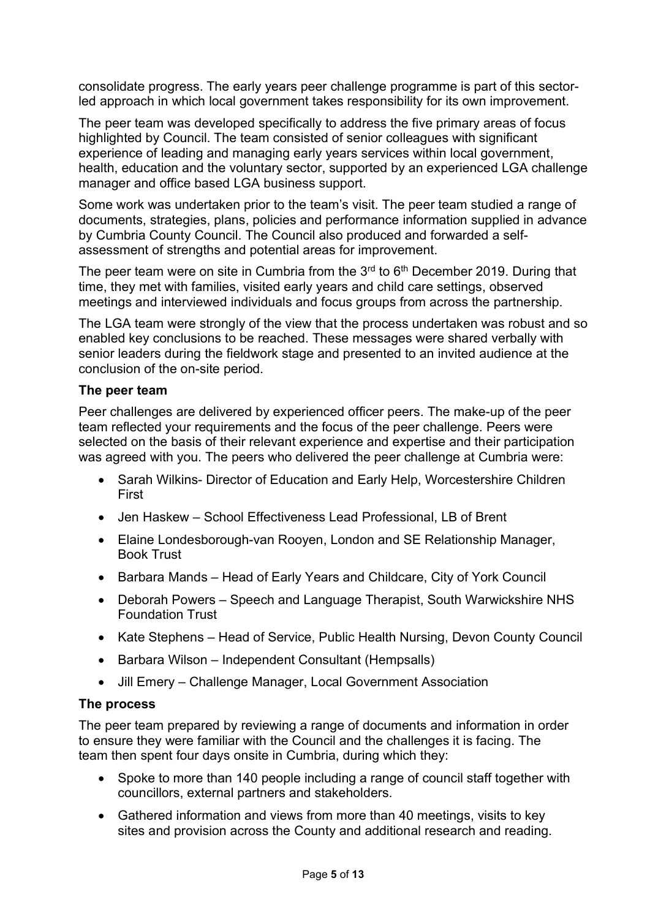consolidate progress. The early years peer challenge programme is part of this sector-led approach in which local government takes responsibility for its own improvement.

The peer team was developed specifically to address the five primary areas of focus highlighted by Council. The team consisted of senior colleagues with significant experience of leading and managing early years services within local government, health, education and the voluntary sector, supported by an experienced LGA challenge manager and office based LGA business support.

Some work was undertaken prior to the team's visit. The peer team studied a range of documents, strategies, plans, policies and performance information supplied in advance by Cumbria County Council. The Council also produced and forwarded a self-assessment of strengths and potential areas for improvement.

The peer team were on site in Cumbria from the 3rd to 6th December 2019. During that time, they met with families, visited early years and child care settings, observed meetings and interviewed individuals and focus groups from across the partnership.

The LGA team were strongly of the view that the process undertaken was robust and so enabled key conclusions to be reached. These messages were shared verbally with senior leaders during the fieldwork stage and presented to an invited audience at the conclusion of the on-site period.

**The peer team**

Peer challenges are delivered by experienced officer peers. The make-up of the peer team reflected your requirements and the focus of the peer challenge. Peers were selected on the basis of their relevant experience and expertise and their participation was agreed with you. The peers who delivered the peer challenge at Cumbria were:

- Sarah Wilkins- Director of Education and Early Help, Worcestershire Children First
- Jen Haskew – School Effectiveness Lead Professional, LB of Brent
- Elaine Londesborough-van Rooyen, London and SE Relationship Manager, Book Trust
- Barbara Mands – Head of Early Years and Childcare, City of York Council
- Deborah Powers – Speech and Language Therapist, South Warwickshire NHS Foundation Trust
- Kate Stephens – Head of Service, Public Health Nursing, Devon County Council
- Barbara Wilson – Independent Consultant (Hempsalls)
- Jill Emery – Challenge Manager, Local Government Association

**The process**

The peer team prepared by reviewing a range of documents and information in order to ensure they were familiar with the Council and the challenges it is facing. The team then spent four days onsite in Cumbria, during which they:

- Spoke to more than 140 people including a range of council staff together with councillors, external partners and stakeholders.
- Gathered information and views from more than 40 meetings, visits to key sites and provision across the County and additional research and reading.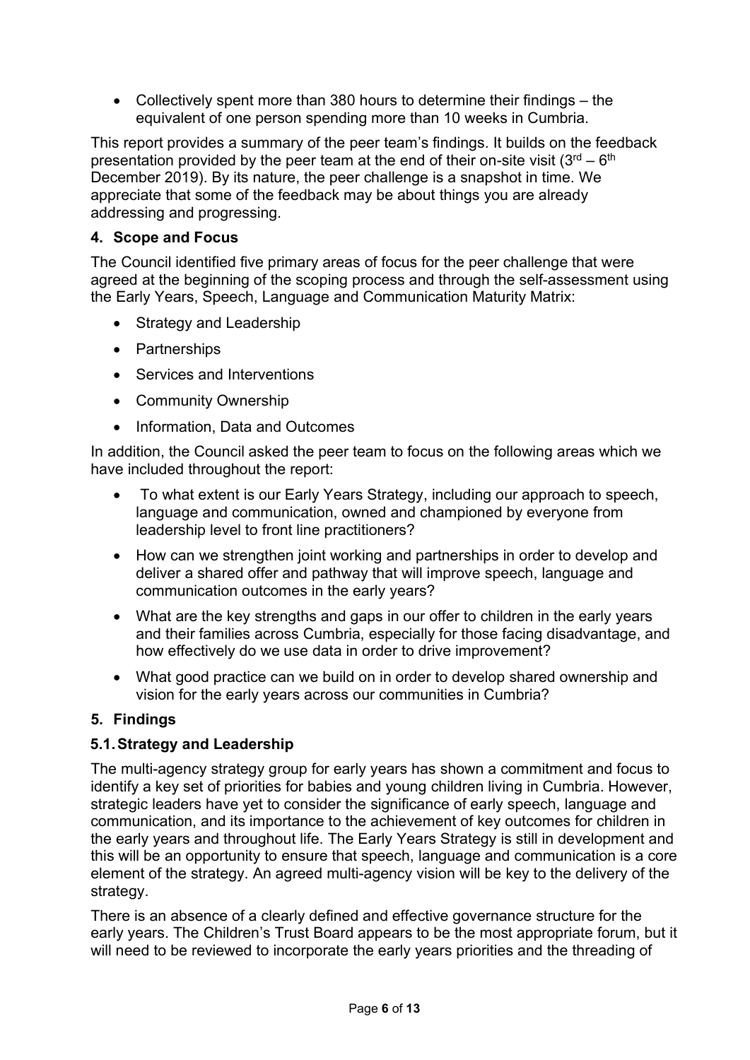- Collectively spent more than 380 hours to determine their findings – the equivalent of one person spending more than 10 weeks in Cumbria.

This report provides a summary of the peer team's findings. It builds on the feedback presentation provided by the peer team at the end of their on-site visit (3rd – 6th December 2019). By its nature, the peer challenge is a snapshot in time. We appreciate that some of the feedback may be about things you are already addressing and progressing.

## 4. Scope and Focus

The Council identified five primary areas of focus for the peer challenge that were agreed at the beginning of the scoping process and through the self-assessment using the Early Years, Speech, Language and Communication Maturity Matrix:

- Strategy and Leadership
- Partnerships
- Services and Interventions
- Community Ownership
- Information, Data and Outcomes

In addition, the Council asked the peer team to focus on the following areas which we have included throughout the report:

- To what extent is our Early Years Strategy, including our approach to speech, language and communication, owned and championed by everyone from leadership level to front line practitioners?
- How can we strengthen joint working and partnerships in order to develop and deliver a shared offer and pathway that will improve speech, language and communication outcomes in the early years?
- What are the key strengths and gaps in our offer to children in the early years and their families across Cumbria, especially for those facing disadvantage, and how effectively do we use data in order to drive improvement?
- What good practice can we build on in order to develop shared ownership and vision for the early years across our communities in Cumbria?

## 5. Findings

### 5.1. Strategy and Leadership

The multi-agency strategy group for early years has shown a commitment and focus to identify a key set of priorities for babies and young children living in Cumbria. However, strategic leaders have yet to consider the significance of early speech, language and communication, and its importance to the achievement of key outcomes for children in the early years and throughout life. The Early Years Strategy is still in development and this will be an opportunity to ensure that speech, language and communication is a core element of the strategy. An agreed multi-agency vision will be key to the delivery of the strategy.

There is an absence of a clearly defined and effective governance structure for the early years. The Children's Trust Board appears to be the most appropriate forum, but it will need to be reviewed to incorporate the early years priorities and the threading of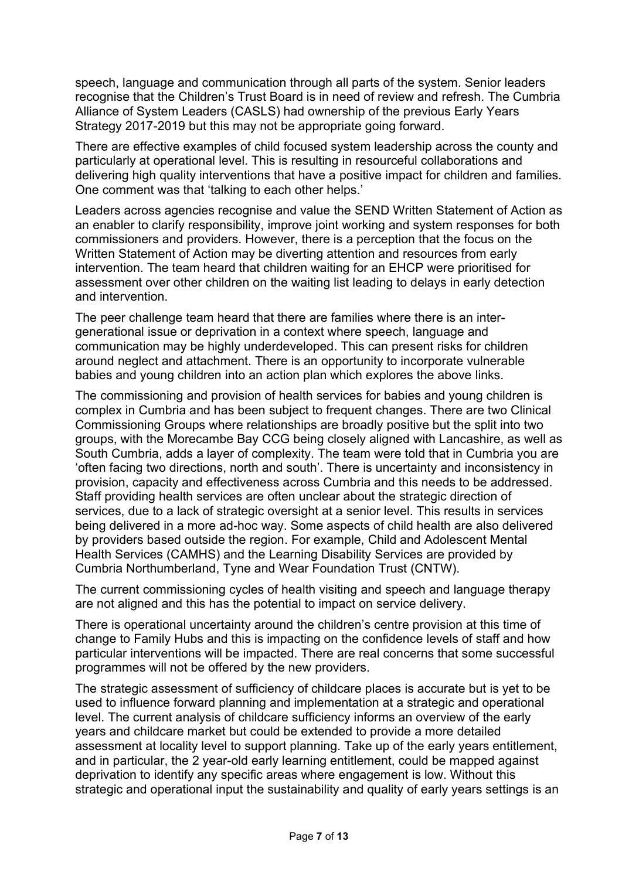speech, language and communication through all parts of the system. Senior leaders recognise that the Children's Trust Board is in need of review and refresh. The Cumbria Alliance of System Leaders (CASLS) had ownership of the previous Early Years Strategy 2017-2019 but this may not be appropriate going forward.

There are effective examples of child focused system leadership across the county and particularly at operational level. This is resulting in resourceful collaborations and delivering high quality interventions that have a positive impact for children and families. One comment was that 'talking to each other helps.'

Leaders across agencies recognise and value the SEND Written Statement of Action as an enabler to clarify responsibility, improve joint working and system responses for both commissioners and providers. However, there is a perception that the focus on the Written Statement of Action may be diverting attention and resources from early intervention. The team heard that children waiting for an EHCP were prioritised for assessment over other children on the waiting list leading to delays in early detection and intervention.

The peer challenge team heard that there are families where there is an inter-generational issue or deprivation in a context where speech, language and communication may be highly underdeveloped. This can present risks for children around neglect and attachment. There is an opportunity to incorporate vulnerable babies and young children into an action plan which explores the above links.

The commissioning and provision of health services for babies and young children is complex in Cumbria and has been subject to frequent changes. There are two Clinical Commissioning Groups where relationships are broadly positive but the split into two groups, with the Morecambe Bay CCG being closely aligned with Lancashire, as well as South Cumbria, adds a layer of complexity. The team were told that in Cumbria you are 'often facing two directions, north and south'. There is uncertainty and inconsistency in provision, capacity and effectiveness across Cumbria and this needs to be addressed. Staff providing health services are often unclear about the strategic direction of services, due to a lack of strategic oversight at a senior level. This results in services being delivered in a more ad-hoc way. Some aspects of child health are also delivered by providers based outside the region. For example, Child and Adolescent Mental Health Services (CAMHS) and the Learning Disability Services are provided by Cumbria Northumberland, Tyne and Wear Foundation Trust (CNTW).

The current commissioning cycles of health visiting and speech and language therapy are not aligned and this has the potential to impact on service delivery.

There is operational uncertainty around the children's centre provision at this time of change to Family Hubs and this is impacting on the confidence levels of staff and how particular interventions will be impacted. There are real concerns that some successful programmes will not be offered by the new providers.

The strategic assessment of sufficiency of childcare places is accurate but is yet to be used to influence forward planning and implementation at a strategic and operational level. The current analysis of childcare sufficiency informs an overview of the early years and childcare market but could be extended to provide a more detailed assessment at locality level to support planning. Take up of the early years entitlement, and in particular, the 2 year-old early learning entitlement, could be mapped against deprivation to identify any specific areas where engagement is low. Without this strategic and operational input the sustainability and quality of early years settings is an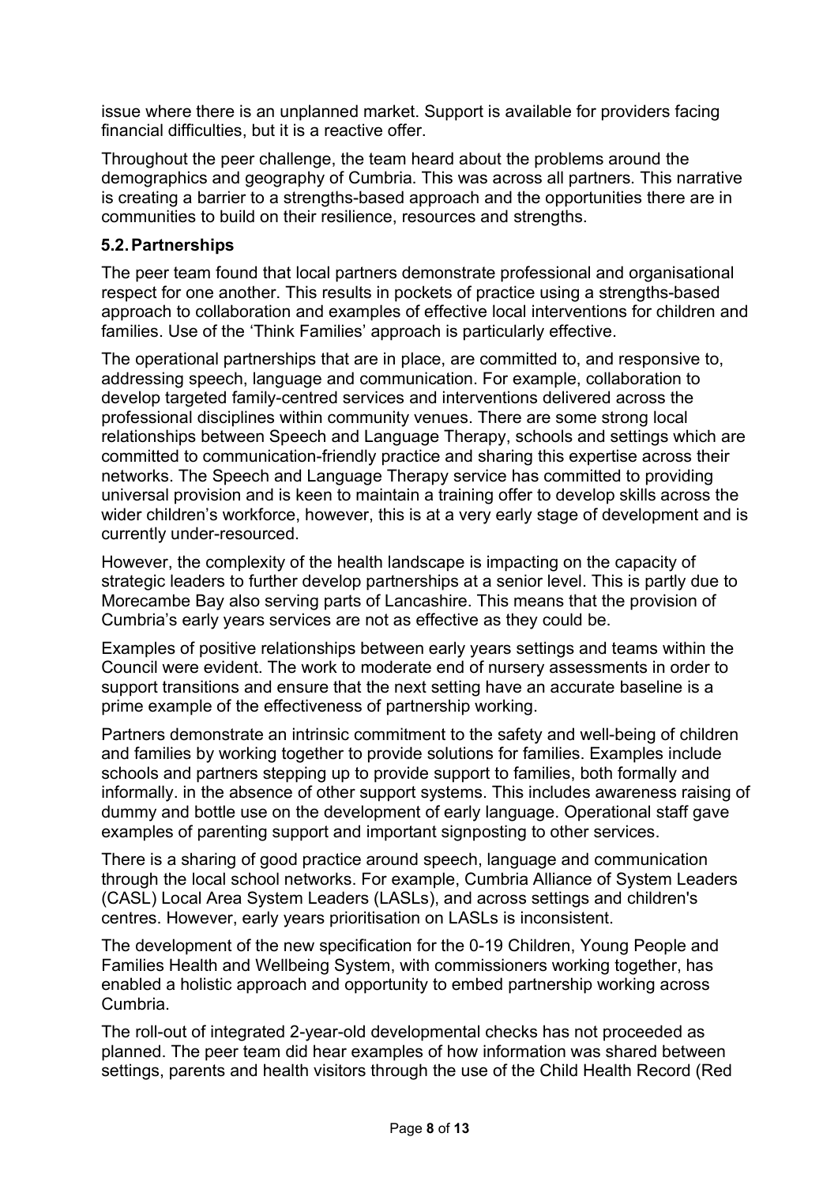issue where there is an unplanned market. Support is available for providers facing financial difficulties, but it is a reactive offer.

Throughout the peer challenge, the team heard about the problems around the demographics and geography of Cumbria. This was across all partners. This narrative is creating a barrier to a strengths-based approach and the opportunities there are in communities to build on their resilience, resources and strengths.

### 5.2. Partnerships

The peer team found that local partners demonstrate professional and organisational respect for one another. This results in pockets of practice using a strengths-based approach to collaboration and examples of effective local interventions for children and families. Use of the 'Think Families' approach is particularly effective.

The operational partnerships that are in place, are committed to, and responsive to, addressing speech, language and communication. For example, collaboration to develop targeted family-centred services and interventions delivered across the professional disciplines within community venues. There are some strong local relationships between Speech and Language Therapy, schools and settings which are committed to communication-friendly practice and sharing this expertise across their networks. The Speech and Language Therapy service has committed to providing universal provision and is keen to maintain a training offer to develop skills across the wider children's workforce, however, this is at a very early stage of development and is currently under-resourced.

However, the complexity of the health landscape is impacting on the capacity of strategic leaders to further develop partnerships at a senior level. This is partly due to Morecambe Bay also serving parts of Lancashire. This means that the provision of Cumbria's early years services are not as effective as they could be.

Examples of positive relationships between early years settings and teams within the Council were evident. The work to moderate end of nursery assessments in order to support transitions and ensure that the next setting have an accurate baseline is a prime example of the effectiveness of partnership working.

Partners demonstrate an intrinsic commitment to the safety and well-being of children and families by working together to provide solutions for families. Examples include schools and partners stepping up to provide support to families, both formally and informally. in the absence of other support systems. This includes awareness raising of dummy and bottle use on the development of early language. Operational staff gave examples of parenting support and important signposting to other services.

There is a sharing of good practice around speech, language and communication through the local school networks. For example, Cumbria Alliance of System Leaders (CASL) Local Area System Leaders (LASLs), and across settings and children's centres. However, early years prioritisation on LASLs is inconsistent.

The development of the new specification for the 0-19 Children, Young People and Families Health and Wellbeing System, with commissioners working together, has enabled a holistic approach and opportunity to embed partnership working across Cumbria.

The roll-out of integrated 2-year-old developmental checks has not proceeded as planned. The peer team did hear examples of how information was shared between settings, parents and health visitors through the use of the Child Health Record (Red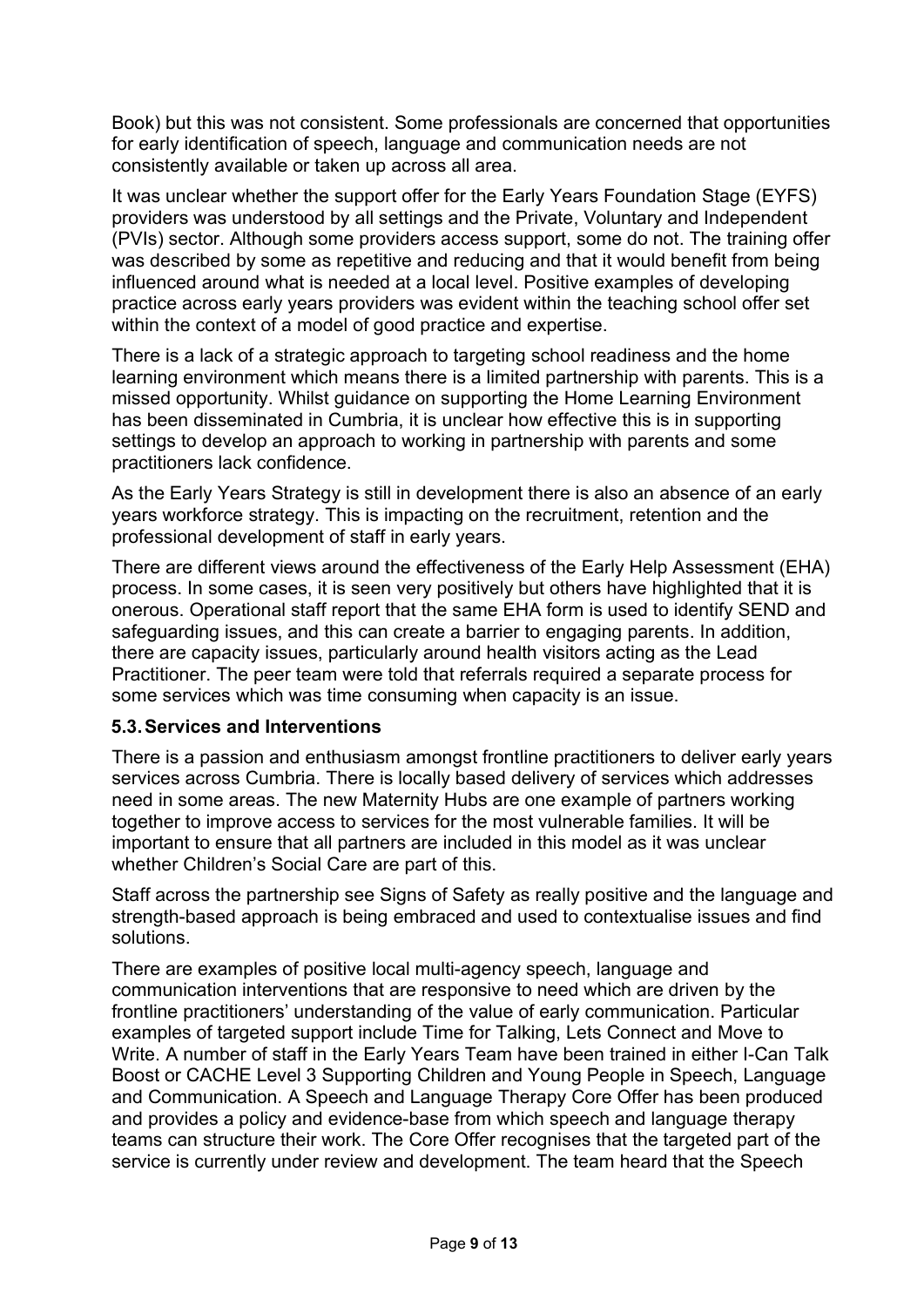Book) but this was not consistent. Some professionals are concerned that opportunities for early identification of speech, language and communication needs are not consistently available or taken up across all area.

It was unclear whether the support offer for the Early Years Foundation Stage (EYFS) providers was understood by all settings and the Private, Voluntary and Independent (PVIs) sector. Although some providers access support, some do not. The training offer was described by some as repetitive and reducing and that it would benefit from being influenced around what is needed at a local level. Positive examples of developing practice across early years providers was evident within the teaching school offer set within the context of a model of good practice and expertise.

There is a lack of a strategic approach to targeting school readiness and the home learning environment which means there is a limited partnership with parents. This is a missed opportunity. Whilst guidance on supporting the Home Learning Environment has been disseminated in Cumbria, it is unclear how effective this is in supporting settings to develop an approach to working in partnership with parents and some practitioners lack confidence.

As the Early Years Strategy is still in development there is also an absence of an early years workforce strategy. This is impacting on the recruitment, retention and the professional development of staff in early years.

There are different views around the effectiveness of the Early Help Assessment (EHA) process. In some cases, it is seen very positively but others have highlighted that it is onerous. Operational staff report that the same EHA form is used to identify SEND and safeguarding issues, and this can create a barrier to engaging parents. In addition, there are capacity issues, particularly around health visitors acting as the Lead Practitioner. The peer team were told that referrals required a separate process for some services which was time consuming when capacity is an issue.

### 5.3. Services and Interventions

There is a passion and enthusiasm amongst frontline practitioners to deliver early years services across Cumbria. There is locally based delivery of services which addresses need in some areas. The new Maternity Hubs are one example of partners working together to improve access to services for the most vulnerable families. It will be important to ensure that all partners are included in this model as it was unclear whether Children's Social Care are part of this.

Staff across the partnership see Signs of Safety as really positive and the language and strength-based approach is being embraced and used to contextualise issues and find solutions.

There are examples of positive local multi-agency speech, language and communication interventions that are responsive to need which are driven by the frontline practitioners' understanding of the value of early communication. Particular examples of targeted support include Time for Talking, Lets Connect and Move to Write. A number of staff in the Early Years Team have been trained in either I-Can Talk Boost or CACHE Level 3 Supporting Children and Young People in Speech, Language and Communication. A Speech and Language Therapy Core Offer has been produced and provides a policy and evidence-base from which speech and language therapy teams can structure their work. The Core Offer recognises that the targeted part of the service is currently under review and development. The team heard that the Speech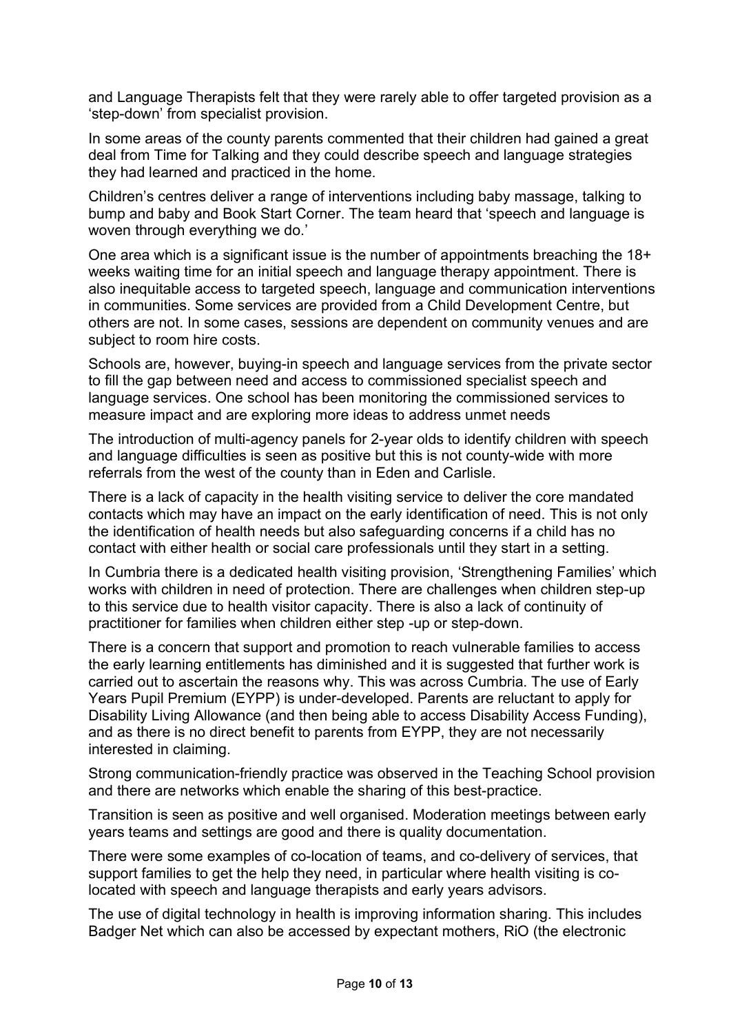and Language Therapists felt that they were rarely able to offer targeted provision as a 'step-down' from specialist provision.

In some areas of the county parents commented that their children had gained a great deal from Time for Talking and they could describe speech and language strategies they had learned and practiced in the home.

Children's centres deliver a range of interventions including baby massage, talking to bump and baby and Book Start Corner. The team heard that 'speech and language is woven through everything we do.'

One area which is a significant issue is the number of appointments breaching the 18+ weeks waiting time for an initial speech and language therapy appointment. There is also inequitable access to targeted speech, language and communication interventions in communities. Some services are provided from a Child Development Centre, but others are not. In some cases, sessions are dependent on community venues and are subject to room hire costs.

Schools are, however, buying-in speech and language services from the private sector to fill the gap between need and access to commissioned specialist speech and language services. One school has been monitoring the commissioned services to measure impact and are exploring more ideas to address unmet needs

The introduction of multi-agency panels for 2-year olds to identify children with speech and language difficulties is seen as positive but this is not county-wide with more referrals from the west of the county than in Eden and Carlisle.

There is a lack of capacity in the health visiting service to deliver the core mandated contacts which may have an impact on the early identification of need. This is not only the identification of health needs but also safeguarding concerns if a child has no contact with either health or social care professionals until they start in a setting.

In Cumbria there is a dedicated health visiting provision, 'Strengthening Families' which works with children in need of protection. There are challenges when children step-up to this service due to health visitor capacity. There is also a lack of continuity of practitioner for families when children either step -up or step-down.

There is a concern that support and promotion to reach vulnerable families to access the early learning entitlements has diminished and it is suggested that further work is carried out to ascertain the reasons why. This was across Cumbria. The use of Early Years Pupil Premium (EYPP) is under-developed. Parents are reluctant to apply for Disability Living Allowance (and then being able to access Disability Access Funding), and as there is no direct benefit to parents from EYPP, they are not necessarily interested in claiming.

Strong communication-friendly practice was observed in the Teaching School provision and there are networks which enable the sharing of this best-practice.

Transition is seen as positive and well organised. Moderation meetings between early years teams and settings are good and there is quality documentation.

There were some examples of co-location of teams, and co-delivery of services, that support families to get the help they need, in particular where health visiting is co-located with speech and language therapists and early years advisors.

The use of digital technology in health is improving information sharing. This includes Badger Net which can also be accessed by expectant mothers, RiO (the electronic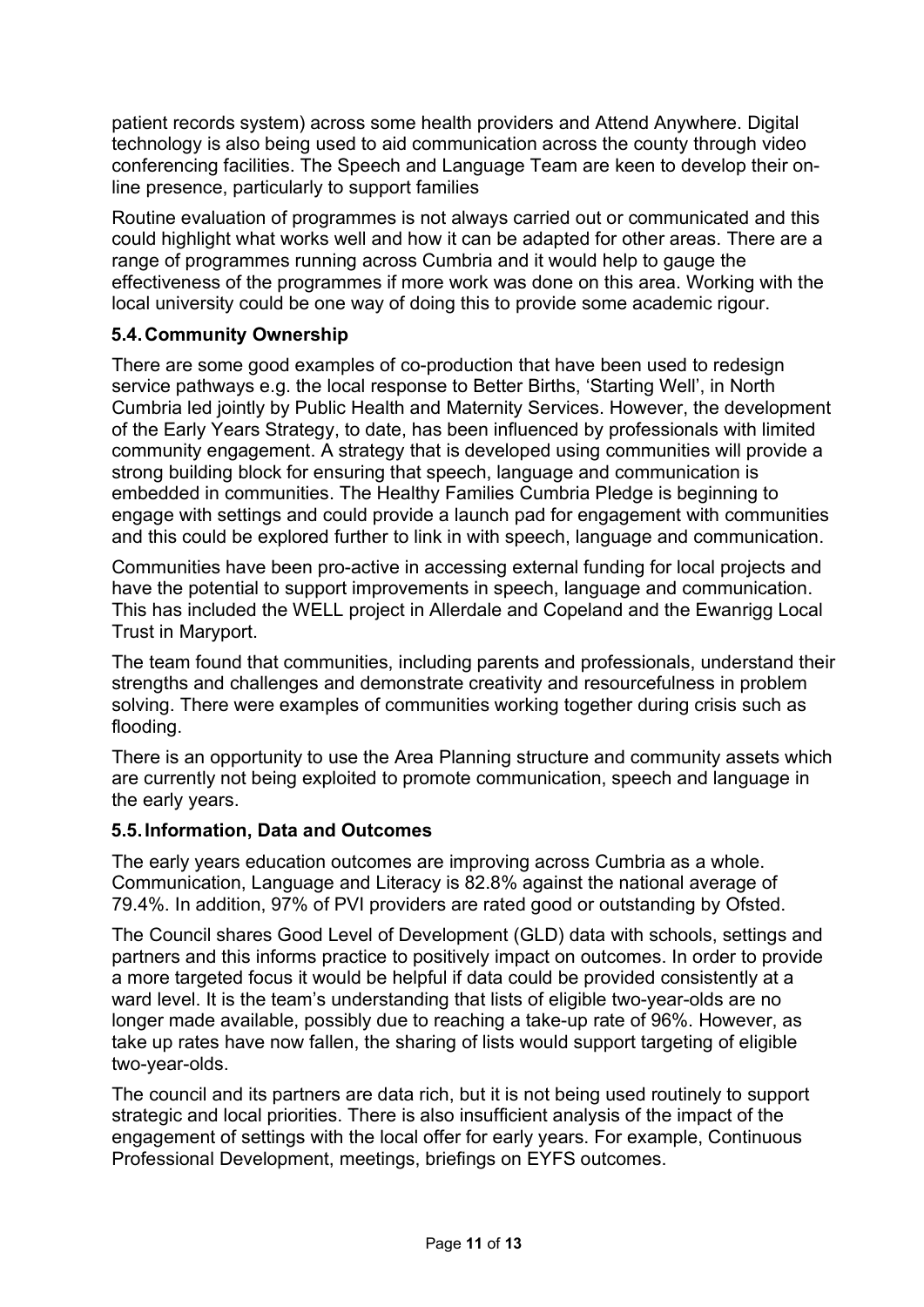patient records system) across some health providers and Attend Anywhere. Digital technology is also being used to aid communication across the county through video conferencing facilities. The Speech and Language Team are keen to develop their on-line presence, particularly to support families

Routine evaluation of programmes is not always carried out or communicated and this could highlight what works well and how it can be adapted for other areas. There are a range of programmes running across Cumbria and it would help to gauge the effectiveness of the programmes if more work was done on this area. Working with the local university could be one way of doing this to provide some academic rigour.

### 5.4. Community Ownership

There are some good examples of co-production that have been used to redesign service pathways e.g. the local response to Better Births, 'Starting Well', in North Cumbria led jointly by Public Health and Maternity Services. However, the development of the Early Years Strategy, to date, has been influenced by professionals with limited community engagement. A strategy that is developed using communities will provide a strong building block for ensuring that speech, language and communication is embedded in communities. The Healthy Families Cumbria Pledge is beginning to engage with settings and could provide a launch pad for engagement with communities and this could be explored further to link in with speech, language and communication.

Communities have been pro-active in accessing external funding for local projects and have the potential to support improvements in speech, language and communication. This has included the WELL project in Allerdale and Copeland and the Ewanrigg Local Trust in Maryport.

The team found that communities, including parents and professionals, understand their strengths and challenges and demonstrate creativity and resourcefulness in problem solving. There were examples of communities working together during crisis such as flooding.

There is an opportunity to use the Area Planning structure and community assets which are currently not being exploited to promote communication, speech and language in the early years.

### 5.5. Information, Data and Outcomes

The early years education outcomes are improving across Cumbria as a whole. Communication, Language and Literacy is 82.8% against the national average of 79.4%. In addition, 97% of PVI providers are rated good or outstanding by Ofsted.

The Council shares Good Level of Development (GLD) data with schools, settings and partners and this informs practice to positively impact on outcomes. In order to provide a more targeted focus it would be helpful if data could be provided consistently at a ward level. It is the team's understanding that lists of eligible two-year-olds are no longer made available, possibly due to reaching a take-up rate of 96%. However, as take up rates have now fallen, the sharing of lists would support targeting of eligible two-year-olds.

The council and its partners are data rich, but it is not being used routinely to support strategic and local priorities. There is also insufficient analysis of the impact of the engagement of settings with the local offer for early years. For example, Continuous Professional Development, meetings, briefings on EYFS outcomes.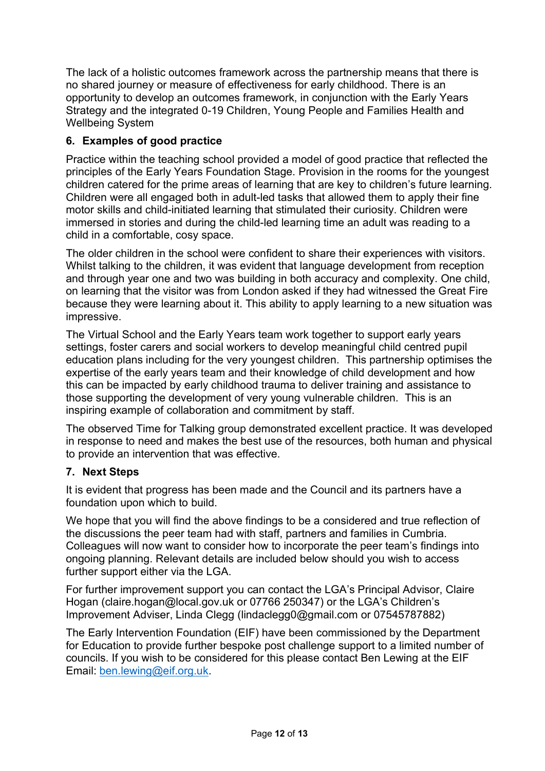The lack of a holistic outcomes framework across the partnership means that there is no shared journey or measure of effectiveness for early childhood. There is an opportunity to develop an outcomes framework, in conjunction with the Early Years Strategy and the integrated 0-19 Children, Young People and Families Health and Wellbeing System

## 6. Examples of good practice

Practice within the teaching school provided a model of good practice that reflected the principles of the Early Years Foundation Stage. Provision in the rooms for the youngest children catered for the prime areas of learning that are key to children's future learning. Children were all engaged both in adult-led tasks that allowed them to apply their fine motor skills and child-initiated learning that stimulated their curiosity. Children were immersed in stories and during the child-led learning time an adult was reading to a child in a comfortable, cosy space.

The older children in the school were confident to share their experiences with visitors. Whilst talking to the children, it was evident that language development from reception and through year one and two was building in both accuracy and complexity. One child, on learning that the visitor was from London asked if they had witnessed the Great Fire because they were learning about it. This ability to apply learning to a new situation was impressive.

The Virtual School and the Early Years team work together to support early years settings, foster carers and social workers to develop meaningful child centred pupil education plans including for the very youngest children. This partnership optimises the expertise of the early years team and their knowledge of child development and how this can be impacted by early childhood trauma to deliver training and assistance to those supporting the development of very young vulnerable children. This is an inspiring example of collaboration and commitment by staff.

The observed Time for Talking group demonstrated excellent practice. It was developed in response to need and makes the best use of the resources, both human and physical to provide an intervention that was effective.

## 7. Next Steps

It is evident that progress has been made and the Council and its partners have a foundation upon which to build.

We hope that you will find the above findings to be a considered and true reflection of the discussions the peer team had with staff, partners and families in Cumbria. Colleagues will now want to consider how to incorporate the peer team's findings into ongoing planning. Relevant details are included below should you wish to access further support either via the LGA.

For further improvement support you can contact the LGA's Principal Advisor, Claire Hogan (claire.hogan@local.gov.uk or 07766 250347) or the LGA's Children's Improvement Adviser, Linda Clegg (lindaclegg0@gmail.com or 07545787882)

The Early Intervention Foundation (EIF) have been commissioned by the Department for Education to provide further bespoke post challenge support to a limited number of councils. If you wish to be considered for this please contact Ben Lewing at the EIF Email: ben.lewing@eif.org.uk.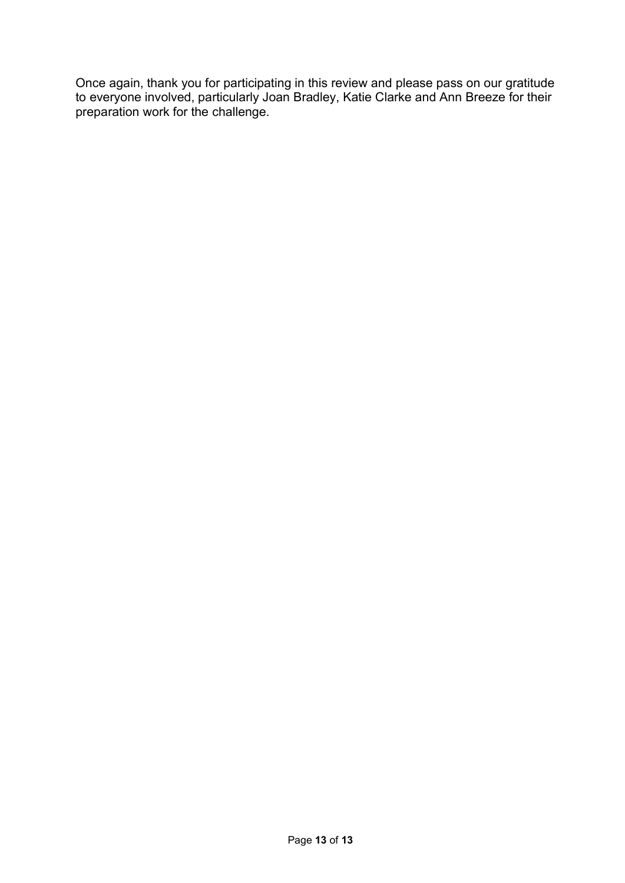Once again, thank you for participating in this review and please pass on our gratitude to everyone involved, particularly Joan Bradley, Katie Clarke and Ann Breeze for their preparation work for the challenge.